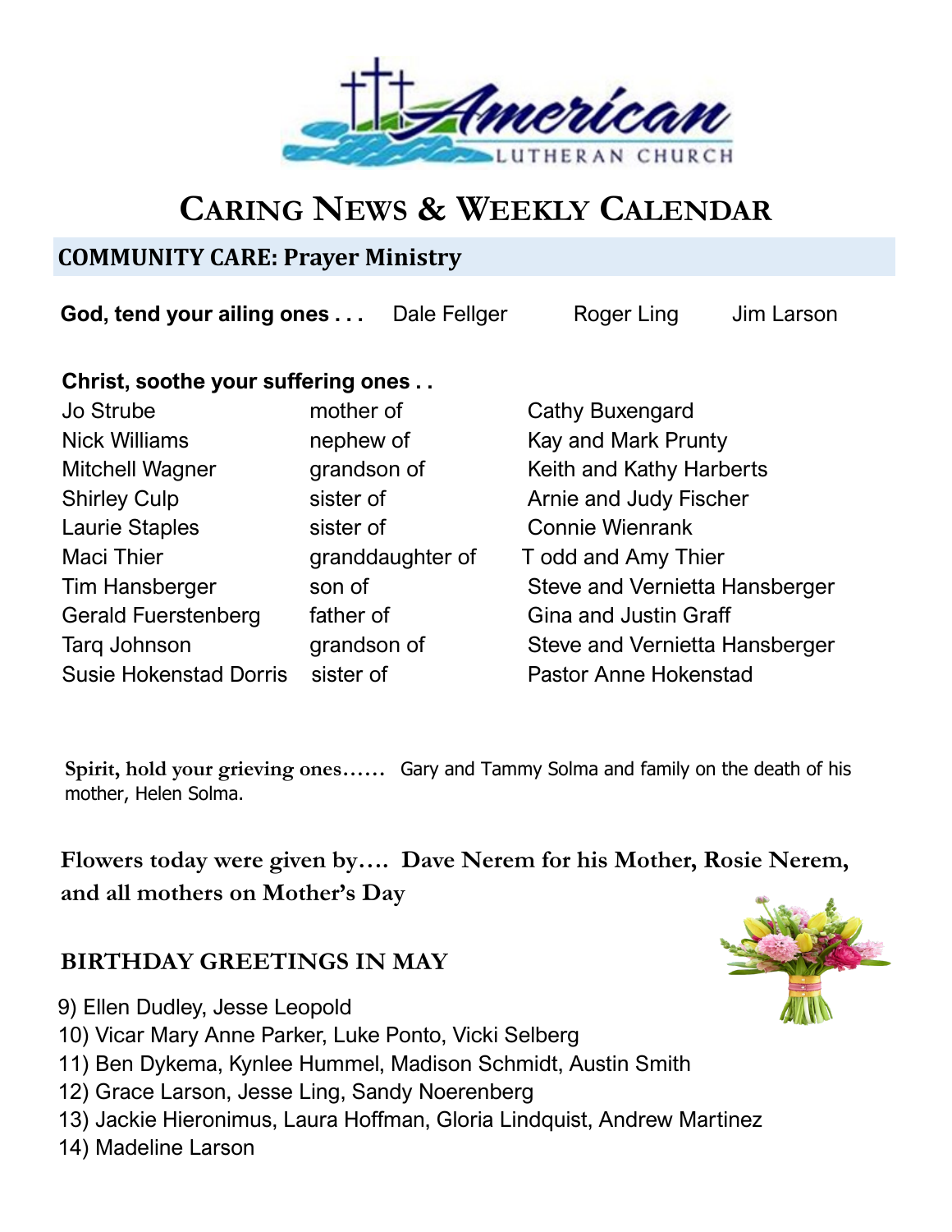# Caring News & Weekly Calendar

## COMMUNITY CARE: Prayer Ministry

**God, tend your ailing ones . . .** Dale Fellger Roger Ling Jim Larson

**Christ, soothe your suffering ones . .**

| | | |
|---|---|---|
| Jo Strube | mother of | Cathy Buxengard |
| Nick Williams | nephew of | Kay and Mark Prunty |
| Mitchell Wagner | grandson of | Keith and Kathy Harberts |
| Shirley Culp | sister of | Arnie and Judy Fischer |
| Laurie Staples | sister of | Connie Wienrank |
| Maci Thier | granddaughter of | Todd and Amy Thier |
| Tim Hansberger | son of | Steve and Vernietta Hansberger |
| Gerald Fuerstenberg | father of | Gina and Justin Graff |
| Tarq Johnson | grandson of | Steve and Vernietta Hansberger |
| Susie Hokenstad Dorris | sister of | Pastor Anne Hokenstad |

**Spirit, hold your grieving ones……** Gary and Tammy Solma and family on the death of his mother, Helen Solma.

**Flowers today were given by…. Dave Nerem for his Mother, Rosie Nerem, and all mothers on Mother's Day**

**BIRTHDAY GREETINGS IN MAY**

9) Ellen Dudley, Jesse Leopold
10) Vicar Mary Anne Parker, Luke Ponto, Vicki Selberg
11) Ben Dykema, Kynlee Hummel, Madison Schmidt, Austin Smith
12) Grace Larson, Jesse Ling, Sandy Noerenberg
13) Jackie Hieronimus, Laura Hoffman, Gloria Lindquist, Andrew Martinez
14) Madeline Larson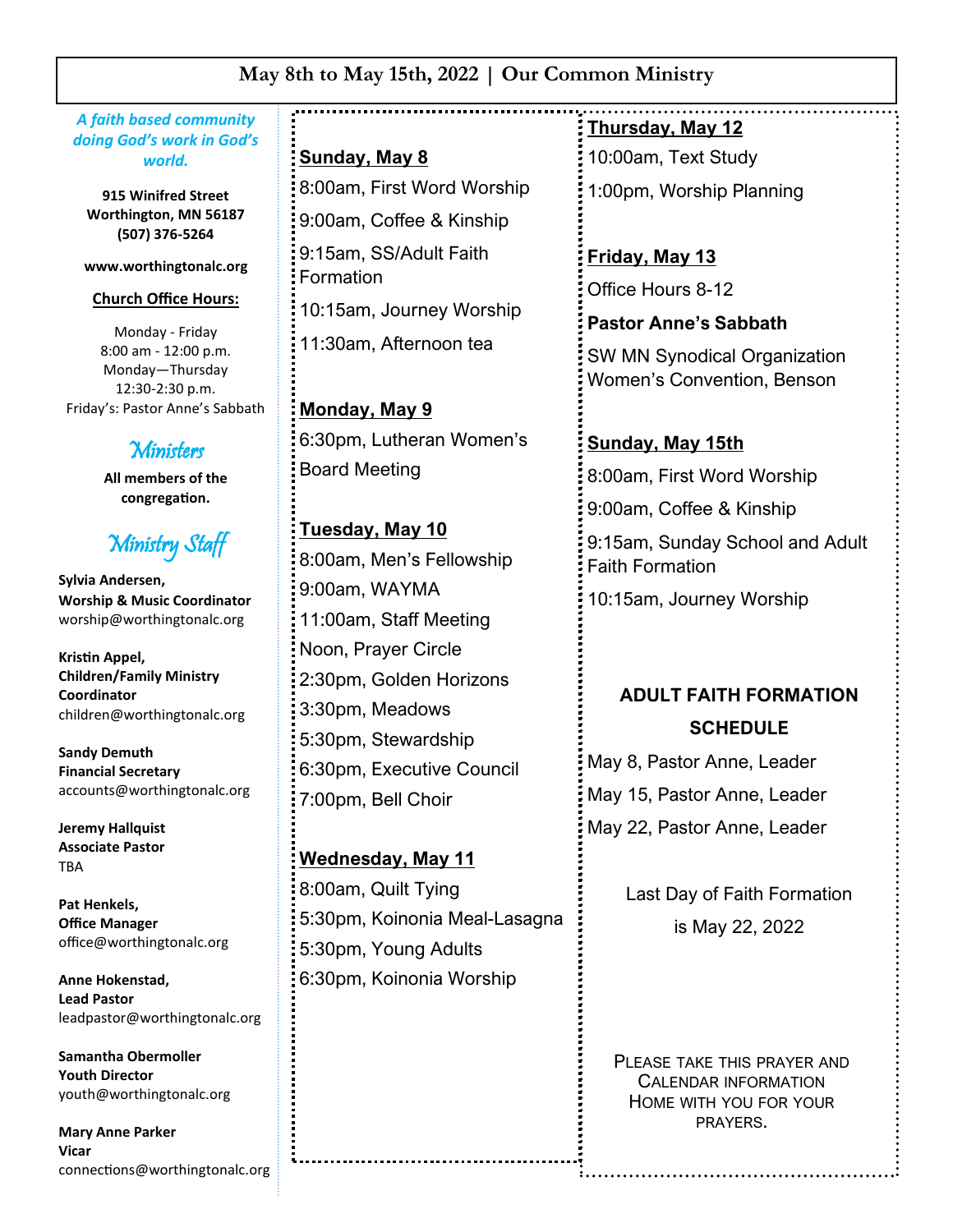## May 8th to May 15th, 2022 | Our Common Ministry

*A faith based community doing God's work in God's world.*

**915 Winifred Street**
**Worthington, MN 56187**
**(507) 376-5264**

**www.worthingtonalc.org**

**Church Office Hours:**

Monday - Friday
8:00 am - 12:00 p.m.
Monday—Thursday
12:30-2:30 p.m.
Friday's: Pastor Anne's Sabbath

### Ministers

**All members of the congregation.**

### Ministry Staff

**Sylvia Andersen,**
**Worship & Music Coordinator**
worship@worthingtonalc.org

**Kristin Appel,**
**Children/Family Ministry Coordinator**
children@worthingtonalc.org

**Sandy Demuth**
**Financial Secretary**
accounts@worthingtonalc.org

**Jeremy Hallquist**
**Associate Pastor**
TBA

**Pat Henkels,**
**Office Manager**
office@worthingtonalc.org

**Anne Hokenstad,**
**Lead Pastor**
leadpastor@worthingtonalc.org

**Samantha Obermoller**
**Youth Director**
youth@worthingtonalc.org

**Mary Anne Parker**
**Vicar**
connections@worthingtonalc.org

**Sunday, May 8**

8:00am, First Word Worship
9:00am, Coffee & Kinship
9:15am, SS/Adult Faith Formation
10:15am, Journey Worship
11:30am, Afternoon tea

**Monday, May 9**

6:30pm, Lutheran Women's Board Meeting

**Tuesday, May 10**

8:00am, Men's Fellowship
9:00am, WAYMA
11:00am, Staff Meeting
Noon, Prayer Circle
2:30pm, Golden Horizons
3:30pm, Meadows
5:30pm, Stewardship
6:30pm, Executive Council
7:00pm, Bell Choir

**Wednesday, May 11**

8:00am, Quilt Tying
5:30pm, Koinonia Meal-Lasagna
5:30pm, Young Adults
6:30pm, Koinonia Worship

**Thursday, May 12**

10:00am, Text Study
1:00pm, Worship Planning

**Friday, May 13**

Office Hours 8-12

**Pastor Anne's Sabbath**

SW MN Synodical Organization Women's Convention, Benson

**Sunday, May 15th**

8:00am, First Word Worship
9:00am, Coffee & Kinship
9:15am, Sunday School and Adult Faith Formation
10:15am, Journey Worship

**ADULT FAITH FORMATION SCHEDULE**

May 8, Pastor Anne, Leader
May 15, Pastor Anne, Leader
May 22, Pastor Anne, Leader

Last Day of Faith Formation is May 22, 2022

PLEASE TAKE THIS PRAYER AND CALENDAR INFORMATION HOME WITH YOU FOR YOUR PRAYERS.